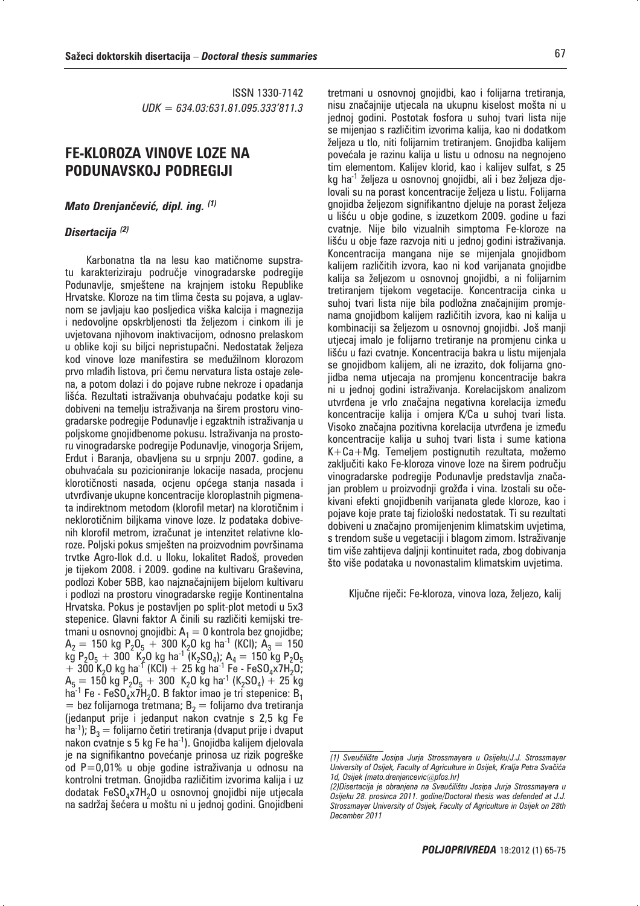ISSN 1330-7142

*UDK = 634.03:631.81.095.333'811.3*

# FE-KLOROZA VINOVE LOZE NA PODUNAVSKOJ PODREGIJI

***Mato Drenjančević, dipl. ing.*** [(1)]

***Disertacija*** [(2)]

Karbonatna tla na lesu kao matičnome supstratu karakteriziraju područje vinogradarske podregije Podunavlje, smještene na krajnjem istoku Republike Hrvatske. Kloroze na tim tlima česta su pojava, a uglavnom se javljaju kao posljedica viška kalcija i magnezija i nedovoljne opskrbljenosti tla željezom i cinkom ili je uvjetovana njihovom inaktivacijom, odnosno prelaskom u oblike koji su biljci nepristupačni. Nedostatak željeza kod vinove loze manifestira se međužilnom klorozom prvo mlađih listova, pri čemu nervatura lista ostaje zelena, a potom dolazi i do pojave rubne nekroze i opadanja lišća. Rezultati istraživanja obuhvaćaju podatke koji su dobiveni na temelju istraživanja na širem prostoru vinogradarske podregije Podunavlje i egzaktnih istraživanja u poljskome gnojidbenome pokusu. Istraživanja na prostoru vinogradarske podregije Podunavlje, vinogorja Srijem, Erdut i Baranja, obavljena su u srpnju 2007. godine, a obuhvaćala su pozicioniranje lokacije nasada, procjenu klorotičnosti nasada, ocjenu općega stanja nasada i utvrđivanje ukupne koncentracije kloroplastnih pigmenata indirektnom metodom (klorofil metar) na klorotičnim i neklorotičnim biljkama vinove loze. Iz podataka dobivenih klorofil metrom, izračunat je intenzitet relativne kloroze. Poljski pokus smješten na proizvodnim površinama trvtke Agro-Ilok d.d. u Iloku, lokalitet Radoš, proveden je tijekom 2008. i 2009. godine na kultivaru Graševina, podlozi Kober 5BB, kao najznačajnijem bijelom kultivaru i podlozi na prostoru vinogradarske regije Kontinentalna Hrvatska. Pokus je postavljen po split-plot metodi u 5x3 stepenice. Glavni faktor A činili su različiti kemijski tretmani u osnovnoj gnojidbi: $A_1 = 0$ kontrola bez gnojidbe; $A_2 = 150$ kg $P_2O_5$ + 300 $K_2O$ kg $ha^{-1}$ (KCl); $A_3 = 150$ kg $P_2O_5$ + 300 $K_2O$ kg $ha^{-1}$ ($K_2SO_4$); $A_4 = 150$ kg $P_2O_5$ + 300 $K_2O$ kg $ha^{-1}$ (KCl) + 25 kg $ha^{-1}$ Fe - $FeSO_4x7H_2O$; $A_5 = 150$ kg $P_2O_5$ + 300 $K_2O$ kg $ha^{-1}$ ($K_2SO_4$) + 25 kg $ha^{-1}$ Fe - $FeSO_4x7H_2O$. B faktor imao je tri stepenice: $B_1$ = bez folijarnoga tretmana; $B_2$ = folijarno dva tretiranja (jedanput prije i jedanput nakon cvatnje s 2,5 kg Fe $ha^{-1}$); $B_3$ = folijarno četiri tretiranja (dvaput prije i dvaput nakon cvatnje s 5 kg Fe $ha^{-1}$). Gnojidba kalijem djelovala je na signifikantno povećanje prinosa uz rizik pogreške od P=0,01% u obje godine istraživanja u odnosu na kontrolni tretman. Gnojidba različitim izvorima kalija i uz dodatak $FeSO_4x7H_2O$ u osnovnoj gnojidbi nije utjecala na sadržaj šećera u moštu ni u jednoj godini. Gnojidbeni tretmani u osnovnoj gnojidbi, kao i folijarna tretiranja, nisu značajnije utjecala na ukupnu kiselost mošta ni u jednoj godini. Postotak fosfora u suhoj tvari lista nije se mijenjao s različitim izvorima kalija, kao ni dodatkom željeza u tlo, niti folijarnim tretiranjem. Gnojidba kalijem povećala je razinu kalija u listu u odnosu na negnojeno tim elementom. Kalijev klorid, kao i kalijev sulfat, s 25 kg $ha^{-1}$ željeza u osnovnoj gnojidbi, ali i bez željeza djelovali su na porast koncentracije željeza u listu. Folijarna gnojidba željezom signifikantno djeluje na porast željeza u lišću u obje godine, s izuzetkom 2009. godine u fazi cvatnje. Nije bilo vizualnih simptoma Fe-kloroze na lišću u obje faze razvoja niti u jednoj godini istraživanja. Koncentracija mangana nije se mijenjala gnojidbom kalijem različitih izvora, kao ni kod varijanata gnojidbe kalija sa željezom u osnovnoj gnojidbi, a ni folijarnim tretiranjem tijekom vegetacije. Koncentracija cinka u suhoj tvari lista nije bila podložna značajnijim promjenama gnojidbom kalijem različitih izvora, kao ni kalija u kombinaciji sa željezom u osnovnoj gnojidbi. Još manji utjecaj imalo je folijarno tretiranje na promjenu cinka u lišću u fazi cvatnje. Koncentracija bakra u listu mijenjala se gnojidbom kalijem, ali ne izrazito, dok folijarna gnojidba nema utjecaja na promjenu koncentracije bakra ni u jednoj godini istraživanja. Korelacijskom analizom utvrđena je vrlo značajna negativna korelacija između koncentracije kalija i omjera K/Ca u suhoj tvari lista. Visoko značajna pozitivna korelacija utvrđena je između koncentracije kalija u suhoj tvari lista i sume kationa K+Ca+Mg. Temeljem postignutih rezultata, možemo zaključiti kako Fe-kloroza vinove loze na širem području vinogradarske podregije Podunavlje predstavlja značajan problem u proizvodnji grožđa i vina. Izostali su očekivani efekti gnojidbenih varijanata glede kloroze, kao i pojave koje prate taj fiziološki nedostatak. Ti su rezultati dobiveni u značajno promijenjenim klimatskim uvjetima, s trendom suše u vegetaciji i blagom zimom. Istraživanje tim više zahtijeva daljnji kontinuitet rada, zbog dobivanja što više podataka u novonastalim klimatskim uvjetima.

**Ključne riječi:** Fe-kloroza, vinova loza, željezo, kalij

---

*(1) Sveučilište Josipa Jurja Strossmayera u Osijeku/J.J. Strossmayer University of Osijek, Faculty of Agriculture in Osijek, Kralja Petra Svačića 1d, Osijek (mato.drenjancevic@pfos.hr)*

*(2)Disertacija je obranjena na Sveučilištu Josipa Jurja Strossmayera u Osijeku 28. prosinca 2011. godine/Doctoral thesis was defended at J.J. Strossmayer University of Osijek, Faculty of Agriculture in Osijek on 28th December 2011*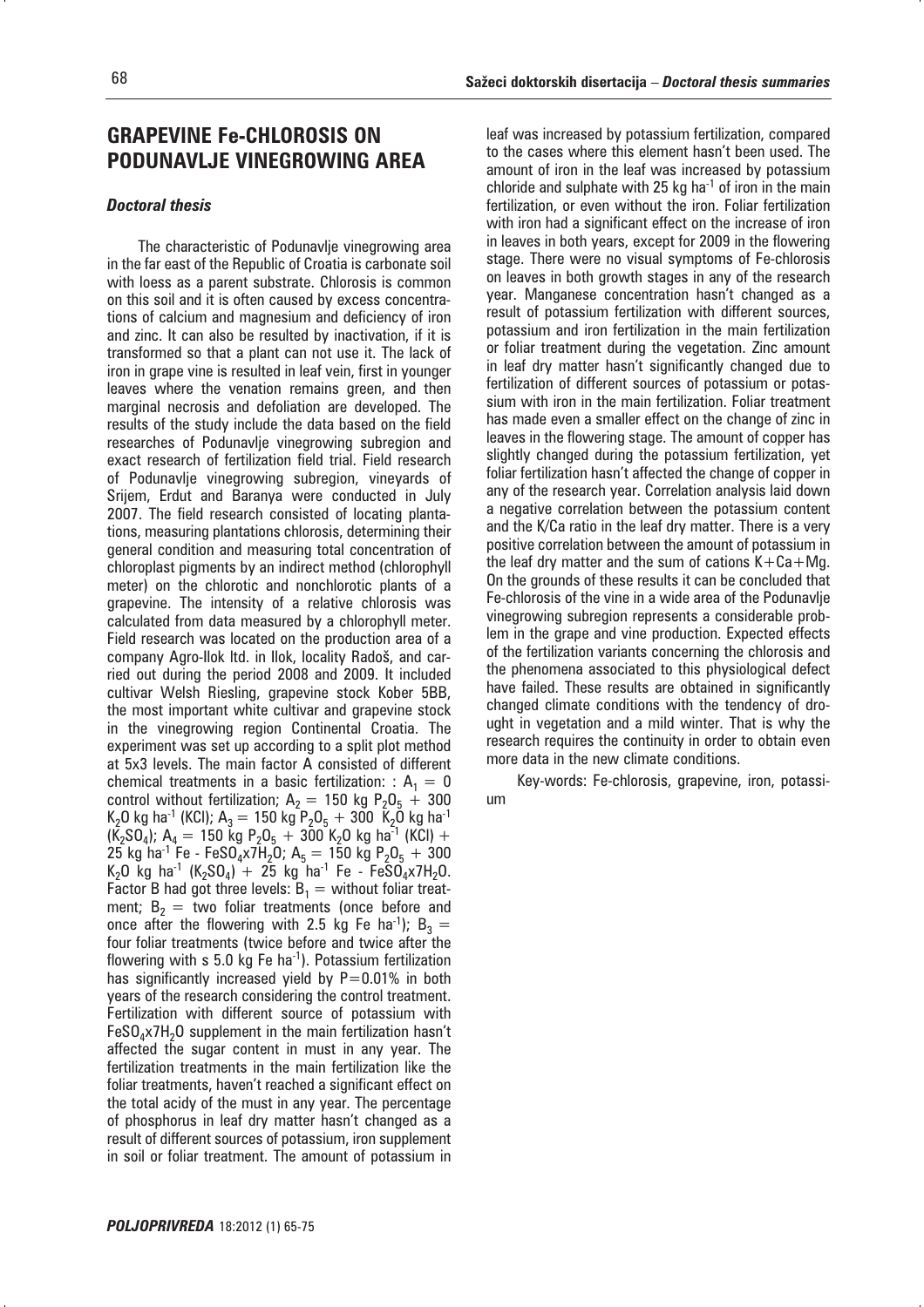## GRAPEVINE Fe-CHLOROSIS ON PODUNAVLJE VINEGROWING AREA

### *Doctoral thesis*

The characteristic of Podunavlje vinegrowing area in the far east of the Republic of Croatia is carbonate soil with loess as a parent substrate. Chlorosis is common on this soil and it is often caused by excess concentrations of calcium and magnesium and deficiency of iron and zinc. It can also be resulted by inactivation, if it is transformed so that a plant can not use it. The lack of iron in grape vine is resulted in leaf vein, first in younger leaves where the venation remains green, and then marginal necrosis and defoliation are developed. The results of the study include the data based on the field researches of Podunavlje vinegrowing subregion and exact research of fertilization field trial. Field research of Podunavlje vinegrowing subregion, vineyards of Srijem, Erdut and Baranya were conducted in July 2007. The field research consisted of locating plantations, measuring plantations chlorosis, determining their general condition and measuring total concentration of chloroplast pigments by an indirect method (chlorophyll meter) on the chlorotic and nonchlorotic plants of a grapevine. The intensity of a relative chlorosis was calculated from data measured by a chlorophyll meter. Field research was located on the production area of a company Agro-Ilok ltd. in Ilok, locality Radoš, and carried out during the period 2008 and 2009. It included cultivar Welsh Riesling, grapevine stock Kober 5BB, the most important white cultivar and grapevine stock in the vinegrowing region Continental Croatia. The experiment was set up according to a split plot method at 5x3 levels. The main factor A consisted of different chemical treatments in a basic fertilization: : $A_1$ = 0 control without fertilization; $A_2$ = 150 kg $P_2O_5$ + 300 $K_2O$ kg ha$^{-1}$ (KCl); $A_3$ = 150 kg $P_2O_5$ + 300 $K_2O$ kg ha$^{-1}$ ($K_2SO_4$); $A_4$ = 150 kg $P_2O_5$ + 300 $K_2O$ kg ha$^{-1}$ (KCl) + 25 kg ha$^{-1}$ Fe - $FeSO_4 x 7H_2O$; $A_5$ = 150 kg $P_2O_5$ + 300 $K_2O$ kg ha$^{-1}$ ($K_2SO_4$) + 25 kg ha$^{-1}$ Fe - $FeSO_4 x 7H_2O$. Factor B had got three levels: $B_1$ = without foliar treatment; $B_2$ = two foliar treatments (once before and once after the flowering with 2.5 kg Fe ha$^{-1}$); $B_3$ = four foliar treatments (twice before and twice after the flowering with s 5.0 kg Fe ha$^{-1}$). Potassium fertilization has significantly increased yield by P=0.01% in both years of the research considering the control treatment. Fertilization with different source of potassium with $FeSO_4 x 7H_2O$ supplement in the main fertilization hasn't affected the sugar content in must in any year. The fertilization treatments in the main fertilization like the foliar treatments, haven't reached a significant effect on the total acidy of the must in any year. The percentage of phosphorus in leaf dry matter hasn't changed as a result of different sources of potassium, iron supplement in soil or foliar treatment. The amount of potassium in leaf was increased by potassium fertilization, compared to the cases where this element hasn't been used. The amount of iron in the leaf was increased by potassium chloride and sulphate with 25 kg ha$^{-1}$ of iron in the main fertilization, or even without the iron. Foliar fertilization with iron had a significant effect on the increase of iron in leaves in both years, except for 2009 in the flowering stage. There were no visual symptoms of Fe-chlorosis on leaves in both growth stages in any of the research year. Manganese concentration hasn't changed as a result of potassium fertilization with different sources, potassium and iron fertilization in the main fertilization or foliar treatment during the vegetation. Zinc amount in leaf dry matter hasn't significantly changed due to fertilization of different sources of potassium or potassium with iron in the main fertilization. Foliar treatment has made even a smaller effect on the change of zinc in leaves in the flowering stage. The amount of copper has slightly changed during the potassium fertilization, yet foliar fertilization hasn't affected the change of copper in any of the research year. Correlation analysis laid down a negative correlation between the potassium content and the K/Ca ratio in the leaf dry matter. There is a very positive correlation between the amount of potassium in the leaf dry matter and the sum of cations K+Ca+Mg. On the grounds of these results it can be concluded that Fe-chlorosis of the vine in a wide area of the Podunavlje vinegrowing subregion represents a considerable problem in the grape and vine production. Expected effects of the fertilization variants concerning the chlorosis and the phenomena associated to this physiological defect have failed. These results are obtained in significantly changed climate conditions with the tendency of drought in vegetation and a mild winter. That is why the research requires the continuity in order to obtain even more data in the new climate conditions.

Key-words: Fe-chlorosis, grapevine, iron, potassium